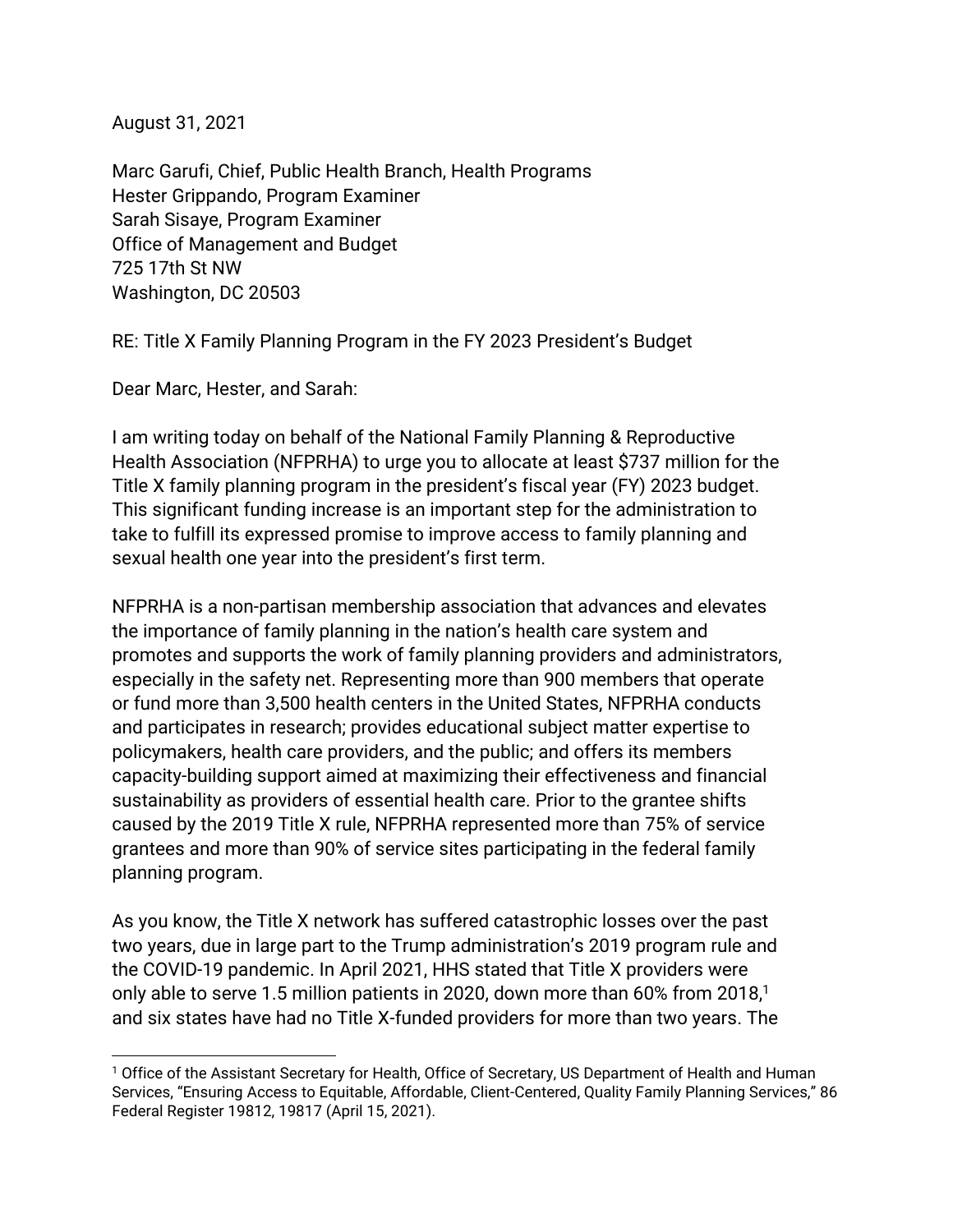August 31, 2021

Marc Garufi, Chief, Public Health Branch, Health Programs
Hester Grippando, Program Examiner
Sarah Sisaye, Program Examiner
Office of Management and Budget
725 17th St NW
Washington, DC 20503

RE: Title X Family Planning Program in the FY 2023 President's Budget

Dear Marc, Hester, and Sarah:

I am writing today on behalf of the National Family Planning & Reproductive Health Association (NFPRHA) to urge you to allocate at least $737 million for the Title X family planning program in the president's fiscal year (FY) 2023 budget. This significant funding increase is an important step for the administration to take to fulfill its expressed promise to improve access to family planning and sexual health one year into the president's first term.

NFPRHA is a non-partisan membership association that advances and elevates the importance of family planning in the nation's health care system and promotes and supports the work of family planning providers and administrators, especially in the safety net. Representing more than 900 members that operate or fund more than 3,500 health centers in the United States, NFPRHA conducts and participates in research; provides educational subject matter expertise to policymakers, health care providers, and the public; and offers its members capacity-building support aimed at maximizing their effectiveness and financial sustainability as providers of essential health care. Prior to the grantee shifts caused by the 2019 Title X rule, NFPRHA represented more than 75% of service grantees and more than 90% of service sites participating in the federal family planning program.

As you know, the Title X network has suffered catastrophic losses over the past two years, due in large part to the Trump administration's 2019 program rule and the COVID-19 pandemic. In April 2021, HHS stated that Title X providers were only able to serve 1.5 million patients in 2020, down more than 60% from 2018,[1] and six states have had no Title X-funded providers for more than two years. The

[1] Office of the Assistant Secretary for Health, Office of Secretary, US Department of Health and Human Services, "Ensuring Access to Equitable, Affordable, Client-Centered, Quality Family Planning Services," 86 Federal Register 19812, 19817 (April 15, 2021).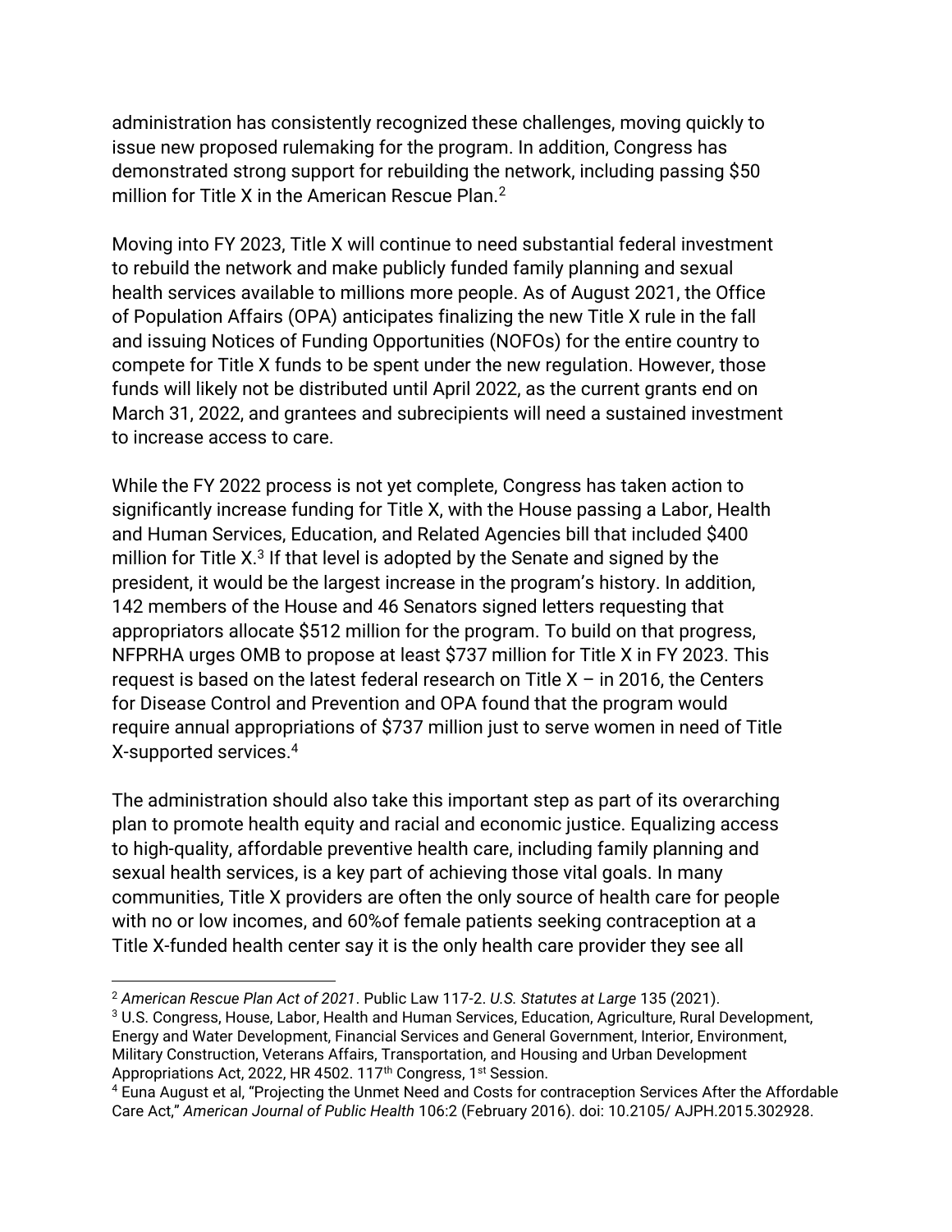administration has consistently recognized these challenges, moving quickly to issue new proposed rulemaking for the program. In addition, Congress has demonstrated strong support for rebuilding the network, including passing $50 million for Title X in the American Rescue Plan.[2]

Moving into FY 2023, Title X will continue to need substantial federal investment to rebuild the network and make publicly funded family planning and sexual health services available to millions more people. As of August 2021, the Office of Population Affairs (OPA) anticipates finalizing the new Title X rule in the fall and issuing Notices of Funding Opportunities (NOFOs) for the entire country to compete for Title X funds to be spent under the new regulation. However, those funds will likely not be distributed until April 2022, as the current grants end on March 31, 2022, and grantees and subrecipients will need a sustained investment to increase access to care.

While the FY 2022 process is not yet complete, Congress has taken action to significantly increase funding for Title X, with the House passing a Labor, Health and Human Services, Education, and Related Agencies bill that included $400 million for Title X.[3] If that level is adopted by the Senate and signed by the president, it would be the largest increase in the program's history. In addition, 142 members of the House and 46 Senators signed letters requesting that appropriators allocate $512 million for the program. To build on that progress, NFPRHA urges OMB to propose at least $737 million for Title X in FY 2023. This request is based on the latest federal research on Title X – in 2016, the Centers for Disease Control and Prevention and OPA found that the program would require annual appropriations of $737 million just to serve women in need of Title X-supported services.[4]

The administration should also take this important step as part of its overarching plan to promote health equity and racial and economic justice. Equalizing access to high-quality, affordable preventive health care, including family planning and sexual health services, is a key part of achieving those vital goals. In many communities, Title X providers are often the only source of health care for people with no or low incomes, and 60%of female patients seeking contraception at a Title X-funded health center say it is the only health care provider they see all

---

[2] *American Rescue Plan Act of 2021*. Public Law 117-2. *U.S. Statutes at Large* 135 (2021).

[3] U.S. Congress, House, Labor, Health and Human Services, Education, Agriculture, Rural Development, Energy and Water Development, Financial Services and General Government, Interior, Environment, Military Construction, Veterans Affairs, Transportation, and Housing and Urban Development Appropriations Act, 2022, HR 4502. 117th Congress, 1st Session.

[4] Euna August et al, "Projecting the Unmet Need and Costs for contraception Services After the Affordable Care Act," *American Journal of Public Health* 106:2 (February 2016). doi: 10.2105/ AJPH.2015.302928.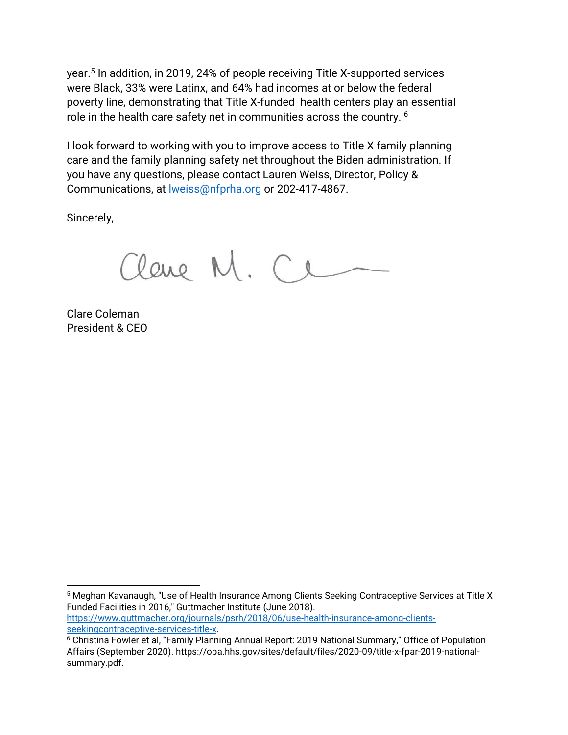year.[5] In addition, in 2019, 24% of people receiving Title X-supported services were Black, 33% were Latinx, and 64% had incomes at or below the federal poverty line, demonstrating that Title X-funded health centers play an essential role in the health care safety net in communities across the country. [6]

I look forward to working with you to improve access to Title X family planning care and the family planning safety net throughout the Biden administration. If you have any questions, please contact Lauren Weiss, Director, Policy & Communications, at [lweiss@nfprha.org](mailto:lweiss@nfprha.org) or 202-417-4867.

Sincerely,

Clare M. Coleman

Clare Coleman
President & CEO

---

[5] Meghan Kavanaugh, "Use of Health Insurance Among Clients Seeking Contraceptive Services at Title X Funded Facilities in 2016," Guttmacher Institute (June 2018). [https://www.guttmacher.org/journals/psrh/2018/06/use-health-insurance-among-clients-seekingcontraceptive-services-title-x](https://www.guttmacher.org/journals/psrh/2018/06/use-health-insurance-among-clients-seekingcontraceptive-services-title-x).

[6] Christina Fowler et al, "Family Planning Annual Report: 2019 National Summary," Office of Population Affairs (September 2020). https://opa.hhs.gov/sites/default/files/2020-09/title-x-fpar-2019-national-summary.pdf.